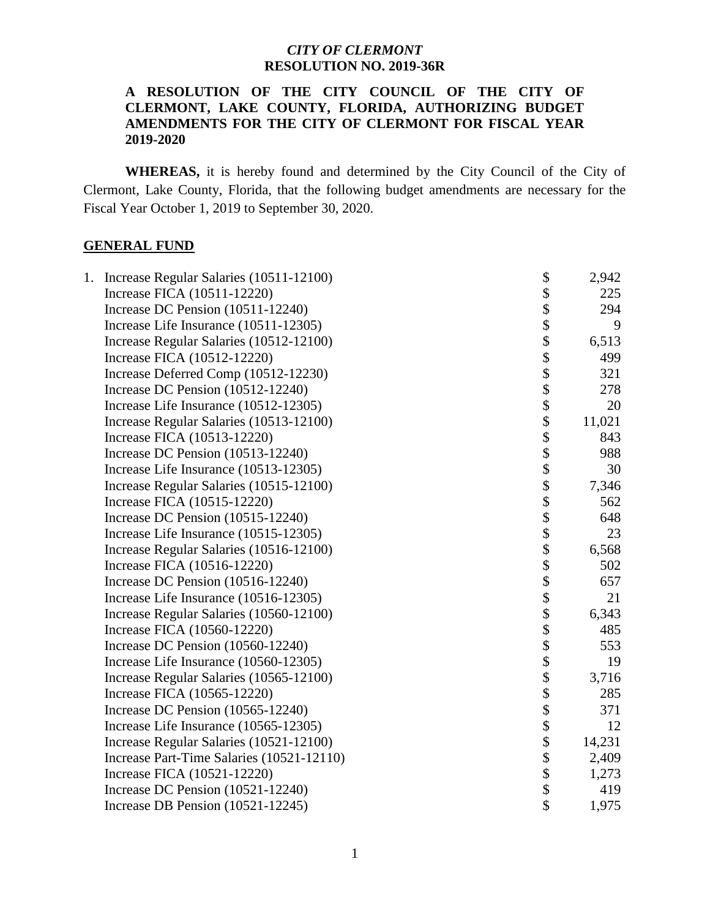*CITY OF CLERMONT*
**RESOLUTION NO. 2019-36R**

**A RESOLUTION OF THE CITY COUNCIL OF THE CITY OF CLERMONT, LAKE COUNTY, FLORIDA, AUTHORIZING BUDGET AMENDMENTS FOR THE CITY OF CLERMONT FOR FISCAL YEAR 2019-2020**

**WHEREAS,** it is hereby found and determined by the City Council of the City of Clermont, Lake County, Florida, that the following budget amendments are necessary for the Fiscal Year October 1, 2019 to September 30, 2020.

**GENERAL FUND**

| | | | |
|---|---|---|---|
| 1. | Increase Regular Salaries (10511-12100) | $ | 2,942 |
| | Increase FICA (10511-12220) | $ | 225 |
| | Increase DC Pension (10511-12240) | $ | 294 |
| | Increase Life Insurance (10511-12305) | $ | 9 |
| | Increase Regular Salaries (10512-12100) | $ | 6,513 |
| | Increase FICA (10512-12220) | $ | 499 |
| | Increase Deferred Comp (10512-12230) | $ | 321 |
| | Increase DC Pension (10512-12240) | $ | 278 |
| | Increase Life Insurance (10512-12305) | $ | 20 |
| | Increase Regular Salaries (10513-12100) | $ | 11,021 |
| | Increase FICA (10513-12220) | $ | 843 |
| | Increase DC Pension (10513-12240) | $ | 988 |
| | Increase Life Insurance (10513-12305) | $ | 30 |
| | Increase Regular Salaries (10515-12100) | $ | 7,346 |
| | Increase FICA (10515-12220) | $ | 562 |
| | Increase DC Pension (10515-12240) | $ | 648 |
| | Increase Life Insurance (10515-12305) | $ | 23 |
| | Increase Regular Salaries (10516-12100) | $ | 6,568 |
| | Increase FICA (10516-12220) | $ | 502 |
| | Increase DC Pension (10516-12240) | $ | 657 |
| | Increase Life Insurance (10516-12305) | $ | 21 |
| | Increase Regular Salaries (10560-12100) | $ | 6,343 |
| | Increase FICA (10560-12220) | $ | 485 |
| | Increase DC Pension (10560-12240) | $ | 553 |
| | Increase Life Insurance (10560-12305) | $ | 19 |
| | Increase Regular Salaries (10565-12100) | $ | 3,716 |
| | Increase FICA (10565-12220) | $ | 285 |
| | Increase DC Pension (10565-12240) | $ | 371 |
| | Increase Life Insurance (10565-12305) | $ | 12 |
| | Increase Regular Salaries (10521-12100) | $ | 14,231 |
| | Increase Part-Time Salaries (10521-12110) | $ | 2,409 |
| | Increase FICA (10521-12220) | $ | 1,273 |
| | Increase DC Pension (10521-12240) | $ | 419 |
| | Increase DB Pension (10521-12245) | $ | 1,975 |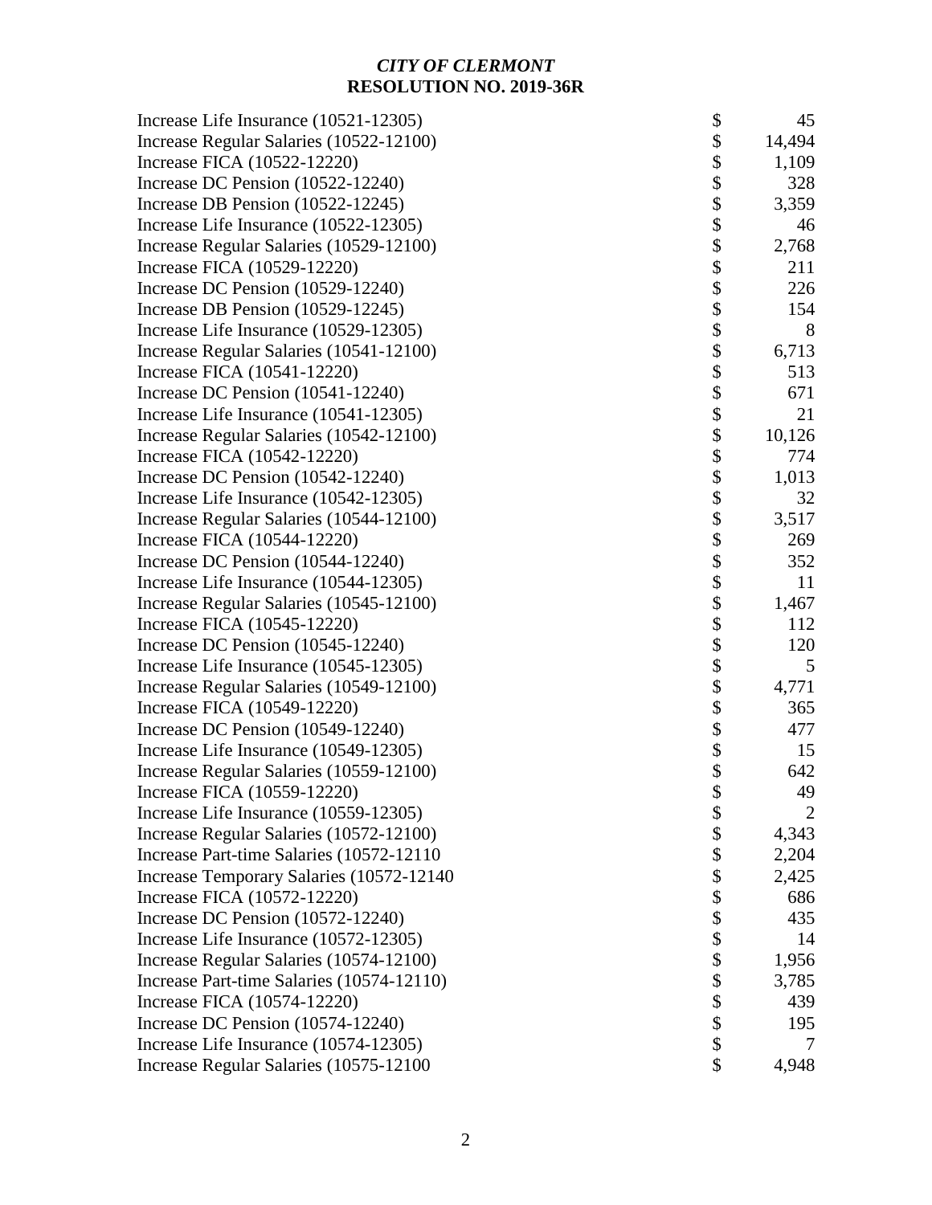| | |
|---|---|
| Increase Life Insurance (10521-12305) | $ 45 |
| Increase Regular Salaries (10522-12100) | $ 14,494 |
| Increase FICA (10522-12220) | $ 1,109 |
| Increase DC Pension (10522-12240) | $ 328 |
| Increase DB Pension (10522-12245) | $ 3,359 |
| Increase Life Insurance (10522-12305) | $ 46 |
| Increase Regular Salaries (10529-12100) | $ 2,768 |
| Increase FICA (10529-12220) | $ 211 |
| Increase DC Pension (10529-12240) | $ 226 |
| Increase DB Pension (10529-12245) | $ 154 |
| Increase Life Insurance (10529-12305) | $ 8 |
| Increase Regular Salaries (10541-12100) | $ 6,713 |
| Increase FICA (10541-12220) | $ 513 |
| Increase DC Pension (10541-12240) | $ 671 |
| Increase Life Insurance (10541-12305) | $ 21 |
| Increase Regular Salaries (10542-12100) | $ 10,126 |
| Increase FICA (10542-12220) | $ 774 |
| Increase DC Pension (10542-12240) | $ 1,013 |
| Increase Life Insurance (10542-12305) | $ 32 |
| Increase Regular Salaries (10544-12100) | $ 3,517 |
| Increase FICA (10544-12220) | $ 269 |
| Increase DC Pension (10544-12240) | $ 352 |
| Increase Life Insurance (10544-12305) | $ 11 |
| Increase Regular Salaries (10545-12100) | $ 1,467 |
| Increase FICA (10545-12220) | $ 112 |
| Increase DC Pension (10545-12240) | $ 120 |
| Increase Life Insurance (10545-12305) | $ 5 |
| Increase Regular Salaries (10549-12100) | $ 4,771 |
| Increase FICA (10549-12220) | $ 365 |
| Increase DC Pension (10549-12240) | $ 477 |
| Increase Life Insurance (10549-12305) | $ 15 |
| Increase Regular Salaries (10559-12100) | $ 642 |
| Increase FICA (10559-12220) | $ 49 |
| Increase Life Insurance (10559-12305) | $ 2 |
| Increase Regular Salaries (10572-12100) | $ 4,343 |
| Increase Part-time Salaries (10572-12110 | $ 2,204 |
| Increase Temporary Salaries (10572-12140 | $ 2,425 |
| Increase FICA (10572-12220) | $ 686 |
| Increase DC Pension (10572-12240) | $ 435 |
| Increase Life Insurance (10572-12305) | $ 14 |
| Increase Regular Salaries (10574-12100) | $ 1,956 |
| Increase Part-time Salaries (10574-12110) | $ 3,785 |
| Increase FICA (10574-12220) | $ 439 |
| Increase DC Pension (10574-12240) | $ 195 |
| Increase Life Insurance (10574-12305) | $ 7 |
| Increase Regular Salaries (10575-12100 | $ 4,948 |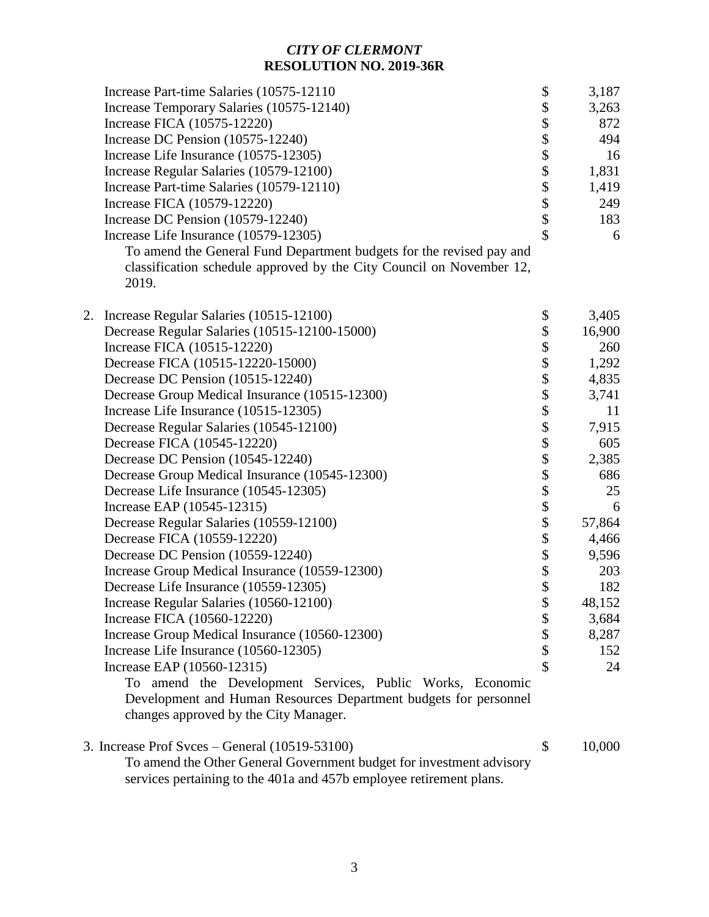*CITY OF CLERMONT*
**RESOLUTION NO. 2019-36R**

| | | |
|---|---|---|
| Increase Part-time Salaries (10575-12110 | $ | 3,187 |
| Increase Temporary Salaries (10575-12140) | $ | 3,263 |
| Increase FICA (10575-12220) | $ | 872 |
| Increase DC Pension (10575-12240) | $ | 494 |
| Increase Life Insurance (10575-12305) | $ | 16 |
| Increase Regular Salaries (10579-12100) | $ | 1,831 |
| Increase Part-time Salaries (10579-12110) | $ | 1,419 |
| Increase FICA (10579-12220) | $ | 249 |
| Increase DC Pension (10579-12240) | $ | 183 |
| Increase Life Insurance (10579-12305) | $ | 6 |

To amend the General Fund Department budgets for the revised pay and classification schedule approved by the City Council on November 12, 2019.

2.

| | | |
|---|---|---|
| Increase Regular Salaries (10515-12100) | $ | 3,405 |
| Decrease Regular Salaries (10515-12100-15000) | $ | 16,900 |
| Increase FICA (10515-12220) | $ | 260 |
| Decrease FICA (10515-12220-15000) | $ | 1,292 |
| Decrease DC Pension (10515-12240) | $ | 4,835 |
| Decrease Group Medical Insurance (10515-12300) | $ | 3,741 |
| Increase Life Insurance (10515-12305) | $ | 11 |
| Decrease Regular Salaries (10545-12100) | $ | 7,915 |
| Decrease FICA (10545-12220) | $ | 605 |
| Decrease DC Pension (10545-12240) | $ | 2,385 |
| Decrease Group Medical Insurance (10545-12300) | $ | 686 |
| Decrease Life Insurance (10545-12305) | $ | 25 |
| Increase EAP (10545-12315) | $ | 6 |
| Decrease Regular Salaries (10559-12100) | $ | 57,864 |
| Decrease FICA (10559-12220) | $ | 4,466 |
| Decrease DC Pension (10559-12240) | $ | 9,596 |
| Increase Group Medical Insurance (10559-12300) | $ | 203 |
| Decrease Life Insurance (10559-12305) | $ | 182 |
| Increase Regular Salaries (10560-12100) | $ | 48,152 |
| Increase FICA (10560-12220) | $ | 3,684 |
| Increase Group Medical Insurance (10560-12300) | $ | 8,287 |
| Increase Life Insurance (10560-12305) | $ | 152 |
| Increase EAP (10560-12315) | $ | 24 |

To amend the Development Services, Public Works, Economic Development and Human Resources Department budgets for personnel changes approved by the City Manager.

3.

| | | |
|---|---|---|
| Increase Prof Svces – General (10519-53100) | $ | 10,000 |

To amend the Other General Government budget for investment advisory services pertaining to the 401a and 457b employee retirement plans.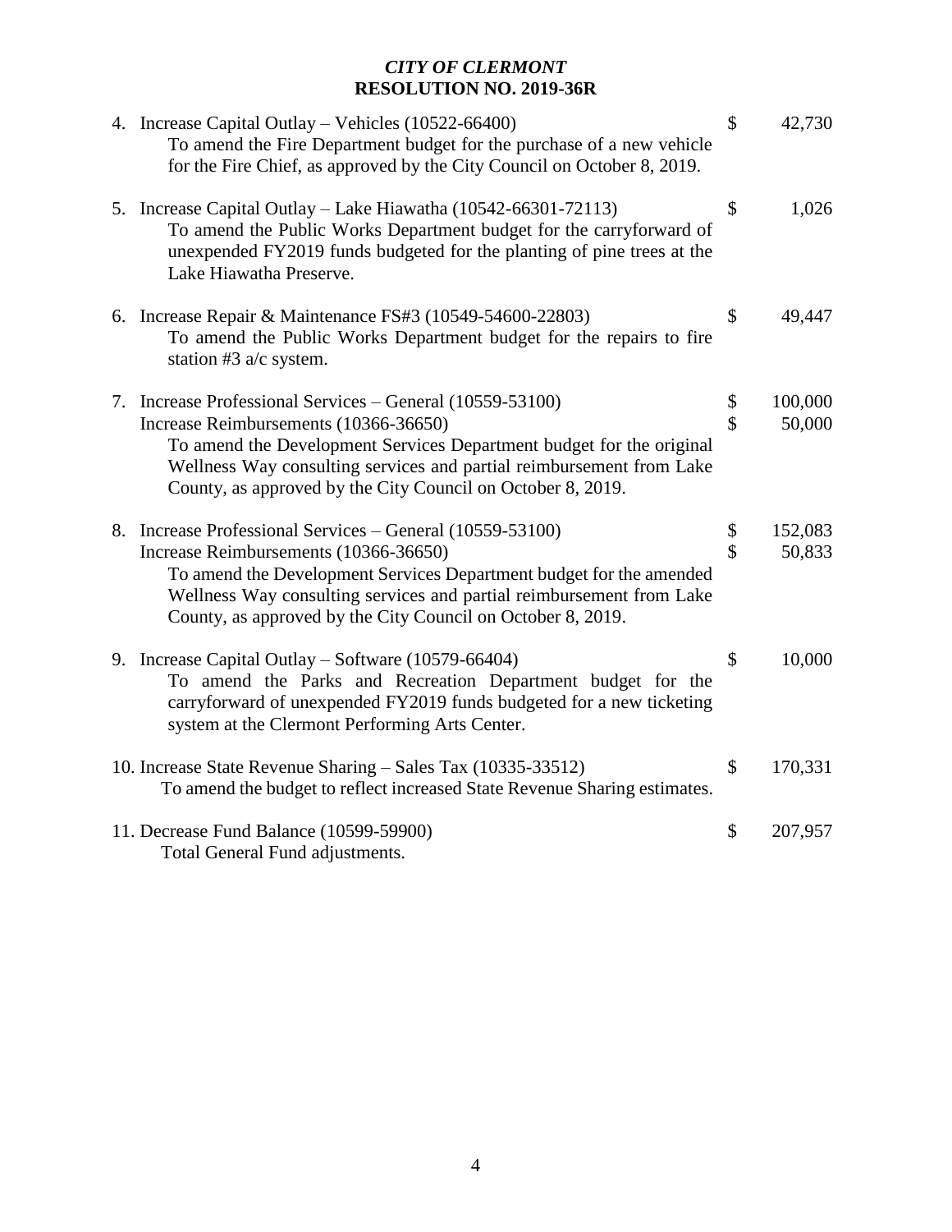*CITY OF CLERMONT*
**RESOLUTION NO. 2019-36R**

4. Increase Capital Outlay – Vehicles (10522-66400) — $ 42,730
   To amend the Fire Department budget for the purchase of a new vehicle for the Fire Chief, as approved by the City Council on October 8, 2019.

5. Increase Capital Outlay – Lake Hiawatha (10542-66301-72113) — $ 1,026
   To amend the Public Works Department budget for the carryforward of unexpended FY2019 funds budgeted for the planting of pine trees at the Lake Hiawatha Preserve.

6. Increase Repair & Maintenance FS#3 (10549-54600-22803) — $ 49,447
   To amend the Public Works Department budget for the repairs to fire station #3 a/c system.

7. Increase Professional Services – General (10559-53100) — $ 100,000
   Increase Reimbursements (10366-36650) — $ 50,000
   To amend the Development Services Department budget for the original Wellness Way consulting services and partial reimbursement from Lake County, as approved by the City Council on October 8, 2019.

8. Increase Professional Services – General (10559-53100) — $ 152,083
   Increase Reimbursements (10366-36650) — $ 50,833
   To amend the Development Services Department budget for the amended Wellness Way consulting services and partial reimbursement from Lake County, as approved by the City Council on October 8, 2019.

9. Increase Capital Outlay – Software (10579-66404) — $ 10,000
   To amend the Parks and Recreation Department budget for the carryforward of unexpended FY2019 funds budgeted for a new ticketing system at the Clermont Performing Arts Center.

10. Increase State Revenue Sharing – Sales Tax (10335-33512) — $ 170,331
    To amend the budget to reflect increased State Revenue Sharing estimates.

11. Decrease Fund Balance (10599-59900) — $ 207,957
    Total General Fund adjustments.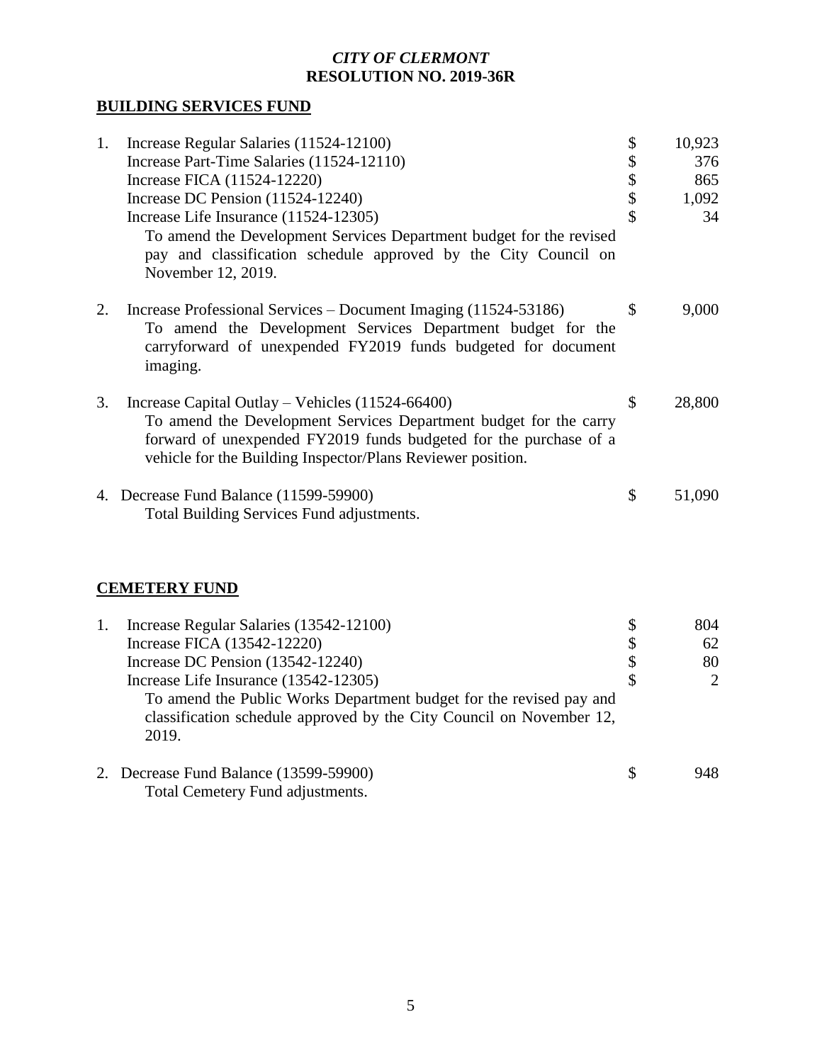*CITY OF CLERMONT*
**RESOLUTION NO. 2019-36R**

## BUILDING SERVICES FUND

| | | | |
|---|---|---|---|
| 1. | Increase Regular Salaries (11524-12100) | $ | 10,923 |
| | Increase Part-Time Salaries (11524-12110) | $ | 376 |
| | Increase FICA (11524-12220) | $ | 865 |
| | Increase DC Pension (11524-12240) | $ | 1,092 |
| | Increase Life Insurance (11524-12305) | $ | 34 |
| | To amend the Development Services Department budget for the revised pay and classification schedule approved by the City Council on November 12, 2019. | | |
| 2. | Increase Professional Services – Document Imaging (11524-53186) | $ | 9,000 |
| | To amend the Development Services Department budget for the carryforward of unexpended FY2019 funds budgeted for document imaging. | | |
| 3. | Increase Capital Outlay – Vehicles (11524-66400) | $ | 28,800 |
| | To amend the Development Services Department budget for the carry forward of unexpended FY2019 funds budgeted for the purchase of a vehicle for the Building Inspector/Plans Reviewer position. | | |
| 4. | Decrease Fund Balance (11599-59900) | $ | 51,090 |
| | Total Building Services Fund adjustments. | | |

## CEMETERY FUND

| | | | |
|---|---|---|---|
| 1. | Increase Regular Salaries (13542-12100) | $ | 804 |
| | Increase FICA (13542-12220) | $ | 62 |
| | Increase DC Pension (13542-12240) | $ | 80 |
| | Increase Life Insurance (13542-12305) | $ | 2 |
| | To amend the Public Works Department budget for the revised pay and classification schedule approved by the City Council on November 12, 2019. | | |
| 2. | Decrease Fund Balance (13599-59900) | $ | 948 |
| | Total Cemetery Fund adjustments. | | |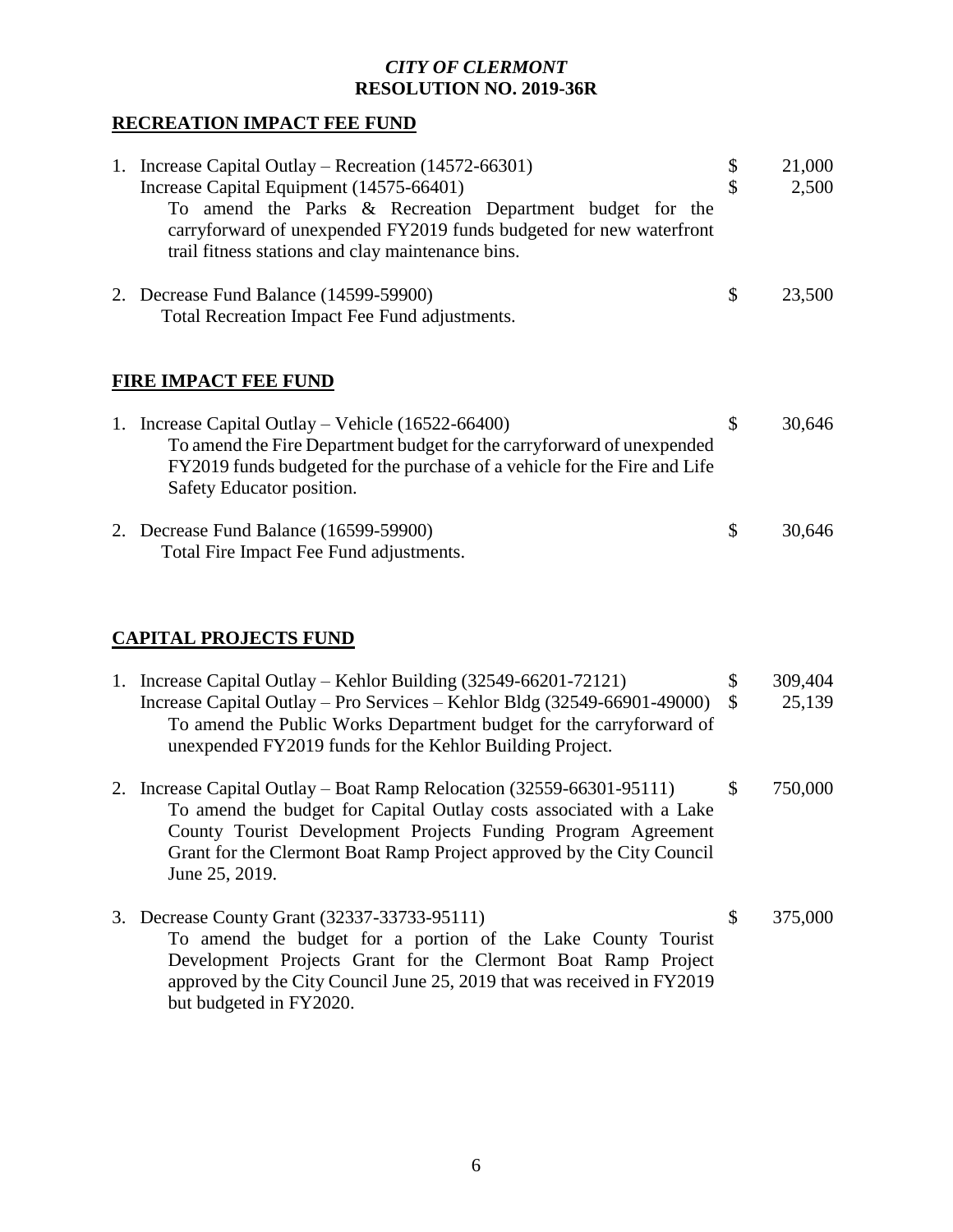*CITY OF CLERMONT*
**RESOLUTION NO. 2019-36R**

**RECREATION IMPACT FEE FUND**

1. Increase Capital Outlay – Recreation (14572-66301) $ 21,000
   Increase Capital Equipment (14575-66401) $ 2,500
   To amend the Parks & Recreation Department budget for the carryforward of unexpended FY2019 funds budgeted for new waterfront trail fitness stations and clay maintenance bins.

2. Decrease Fund Balance (14599-59900) $ 23,500
   Total Recreation Impact Fee Fund adjustments.

**FIRE IMPACT FEE FUND**

1. Increase Capital Outlay – Vehicle (16522-66400) $ 30,646
   To amend the Fire Department budget for the carryforward of unexpended FY2019 funds budgeted for the purchase of a vehicle for the Fire and Life Safety Educator position.

2. Decrease Fund Balance (16599-59900) $ 30,646
   Total Fire Impact Fee Fund adjustments.

**CAPITAL PROJECTS FUND**

1. Increase Capital Outlay – Kehlor Building (32549-66201-72121) $ 309,404
   Increase Capital Outlay – Pro Services – Kehlor Bldg (32549-66901-49000) $ 25,139
   To amend the Public Works Department budget for the carryforward of unexpended FY2019 funds for the Kehlor Building Project.

2. Increase Capital Outlay – Boat Ramp Relocation (32559-66301-95111) $ 750,000
   To amend the budget for Capital Outlay costs associated with a Lake County Tourist Development Projects Funding Program Agreement Grant for the Clermont Boat Ramp Project approved by the City Council June 25, 2019.

3. Decrease County Grant (32337-33733-95111) $ 375,000
   To amend the budget for a portion of the Lake County Tourist Development Projects Grant for the Clermont Boat Ramp Project approved by the City Council June 25, 2019 that was received in FY2019 but budgeted in FY2020.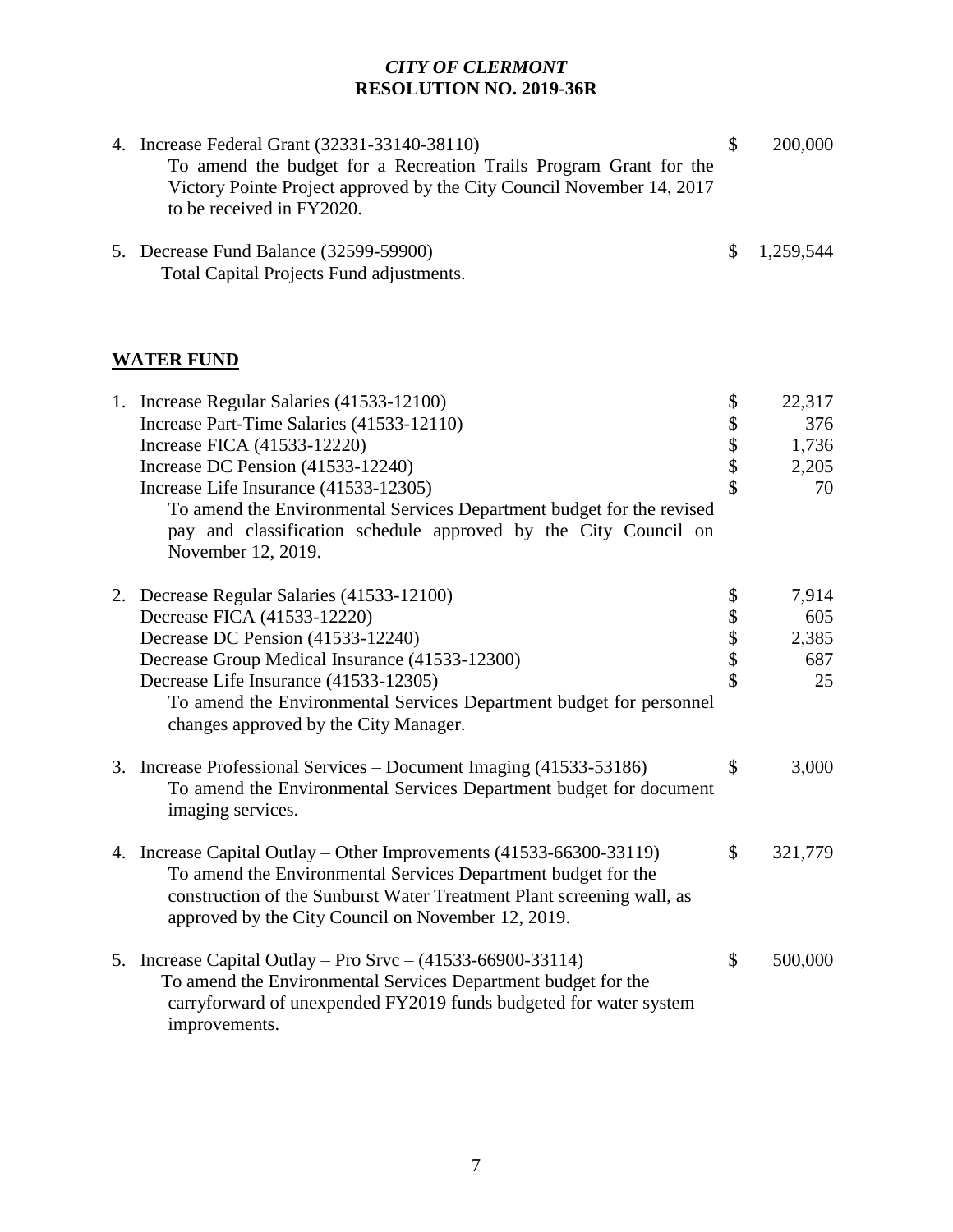*CITY OF CLERMONT*
**RESOLUTION NO. 2019-36R**

4. Increase Federal Grant (32331-33140-38110) — $ 200,000
   To amend the budget for a Recreation Trails Program Grant for the Victory Pointe Project approved by the City Council November 14, 2017 to be received in FY2020.

5. Decrease Fund Balance (32599-59900) — $ 1,259,544
   Total Capital Projects Fund adjustments.

## WATER FUND

1. Increase Regular Salaries (41533-12100) — $ 22,317
   Increase Part-Time Salaries (41533-12110) — $ 376
   Increase FICA (41533-12220) — $ 1,736
   Increase DC Pension (41533-12240) — $ 2,205
   Increase Life Insurance (41533-12305) — $ 70
   To amend the Environmental Services Department budget for the revised pay and classification schedule approved by the City Council on November 12, 2019.

2. Decrease Regular Salaries (41533-12100) — $ 7,914
   Decrease FICA (41533-12220) — $ 605
   Decrease DC Pension (41533-12240) — $ 2,385
   Decrease Group Medical Insurance (41533-12300) — $ 687
   Decrease Life Insurance (41533-12305) — $ 25
   To amend the Environmental Services Department budget for personnel changes approved by the City Manager.

3. Increase Professional Services – Document Imaging (41533-53186) — $ 3,000
   To amend the Environmental Services Department budget for document imaging services.

4. Increase Capital Outlay – Other Improvements (41533-66300-33119) — $ 321,779
   To amend the Environmental Services Department budget for the construction of the Sunburst Water Treatment Plant screening wall, as approved by the City Council on November 12, 2019.

5. Increase Capital Outlay – Pro Srvc – (41533-66900-33114) — $ 500,000
   To amend the Environmental Services Department budget for the carryforward of unexpended FY2019 funds budgeted for water system improvements.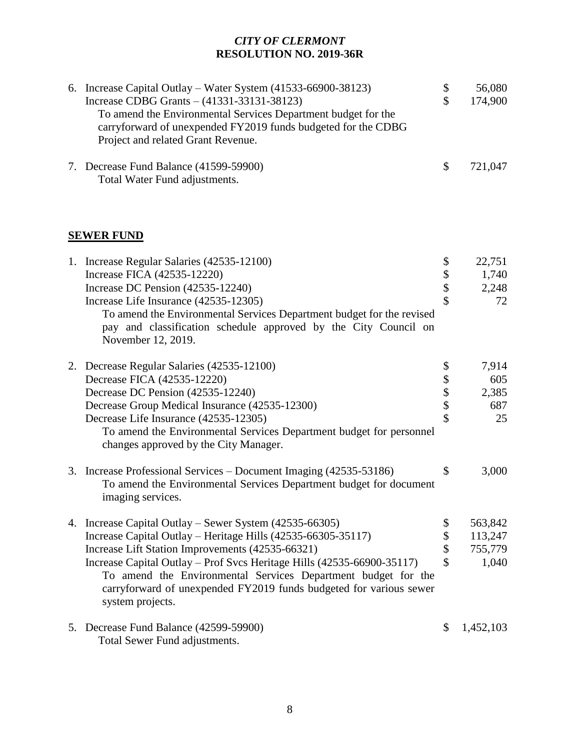*CITY OF CLERMONT*
**RESOLUTION NO. 2019-36R**

6. Increase Capital Outlay – Water System (41533-66900-38123) $ 56,080
   Increase CDBG Grants – (41331-33131-38123) $ 174,900
   To amend the Environmental Services Department budget for the carryforward of unexpended FY2019 funds budgeted for the CDBG Project and related Grant Revenue.

7. Decrease Fund Balance (41599-59900) $ 721,047
   Total Water Fund adjustments.

**SEWER FUND**

1. Increase Regular Salaries (42535-12100) $ 22,751
   Increase FICA (42535-12220) $ 1,740
   Increase DC Pension (42535-12240) $ 2,248
   Increase Life Insurance (42535-12305) $ 72
   To amend the Environmental Services Department budget for the revised pay and classification schedule approved by the City Council on November 12, 2019.

2. Decrease Regular Salaries (42535-12100) $ 7,914
   Decrease FICA (42535-12220) $ 605
   Decrease DC Pension (42535-12240) $ 2,385
   Decrease Group Medical Insurance (42535-12300) $ 687
   Decrease Life Insurance (42535-12305) $ 25
   To amend the Environmental Services Department budget for personnel changes approved by the City Manager.

3. Increase Professional Services – Document Imaging (42535-53186) $ 3,000
   To amend the Environmental Services Department budget for document imaging services.

4. Increase Capital Outlay – Sewer System (42535-66305) $ 563,842
   Increase Capital Outlay – Heritage Hills (42535-66305-35117) $ 113,247
   Increase Lift Station Improvements (42535-66321) $ 755,779
   Increase Capital Outlay – Prof Svcs Heritage Hills (42535-66900-35117) $ 1,040
   To amend the Environmental Services Department budget for the carryforward of unexpended FY2019 funds budgeted for various sewer system projects.

5. Decrease Fund Balance (42599-59900) $ 1,452,103
   Total Sewer Fund adjustments.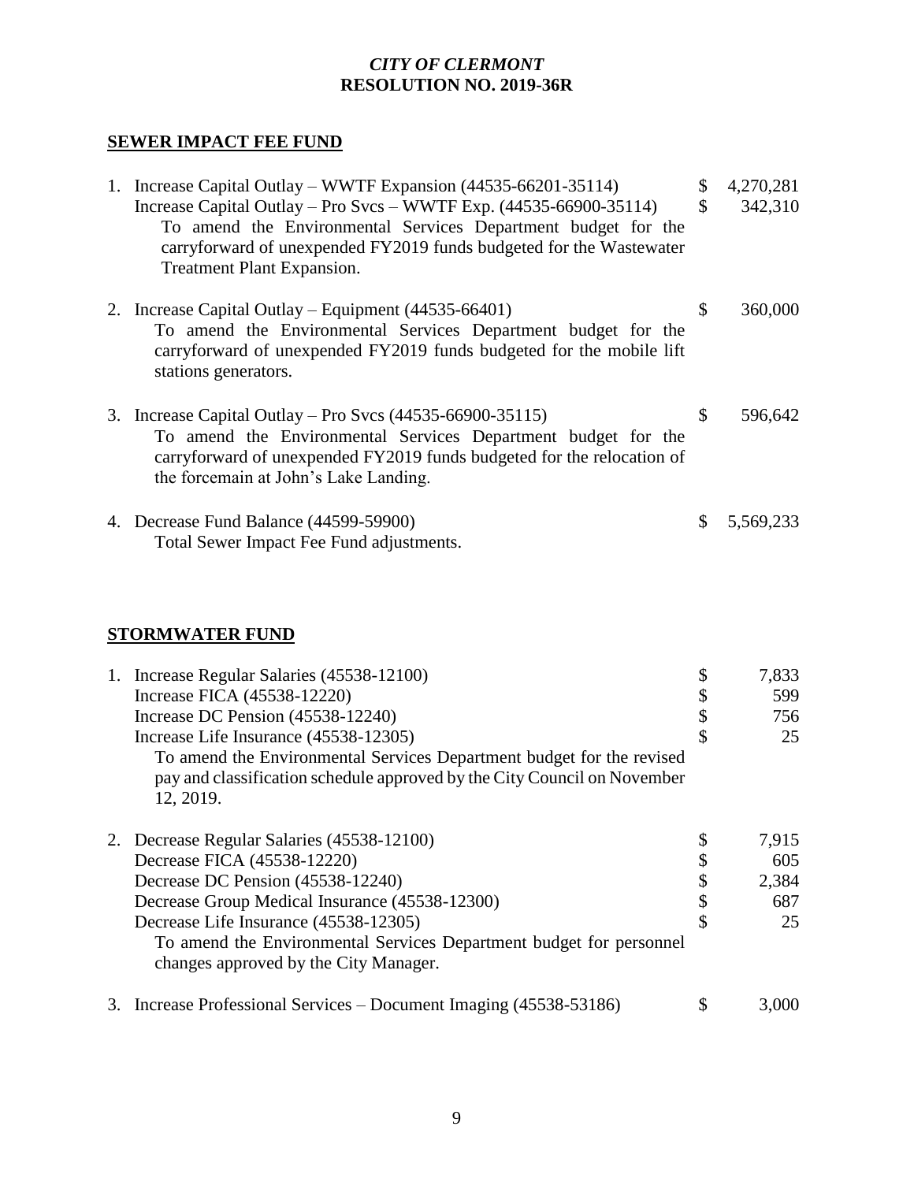*CITY OF CLERMONT*
**RESOLUTION NO. 2019-36R**

**SEWER IMPACT FEE FUND**

1. Increase Capital Outlay – WWTF Expansion (44535-66201-35114) — $ 4,270,281
   Increase Capital Outlay – Pro Svcs – WWTF Exp. (44535-66900-35114) — $ 342,310
   To amend the Environmental Services Department budget for the carryforward of unexpended FY2019 funds budgeted for the Wastewater Treatment Plant Expansion.

2. Increase Capital Outlay – Equipment (44535-66401) — $ 360,000
   To amend the Environmental Services Department budget for the carryforward of unexpended FY2019 funds budgeted for the mobile lift stations generators.

3. Increase Capital Outlay – Pro Svcs (44535-66900-35115) — $ 596,642
   To amend the Environmental Services Department budget for the carryforward of unexpended FY2019 funds budgeted for the relocation of the forcemain at John's Lake Landing.

4. Decrease Fund Balance (44599-59900) — $ 5,569,233
   Total Sewer Impact Fee Fund adjustments.

**STORMWATER FUND**

1. Increase Regular Salaries (45538-12100) — $ 7,833
   Increase FICA (45538-12220) — $ 599
   Increase DC Pension (45538-12240) — $ 756
   Increase Life Insurance (45538-12305) — $ 25
   To amend the Environmental Services Department budget for the revised pay and classification schedule approved by the City Council on November 12, 2019.

2. Decrease Regular Salaries (45538-12100) — $ 7,915
   Decrease FICA (45538-12220) — $ 605
   Decrease DC Pension (45538-12240) — $ 2,384
   Decrease Group Medical Insurance (45538-12300) — $ 687
   Decrease Life Insurance (45538-12305) — $ 25
   To amend the Environmental Services Department budget for personnel changes approved by the City Manager.

3. Increase Professional Services – Document Imaging (45538-53186) — $ 3,000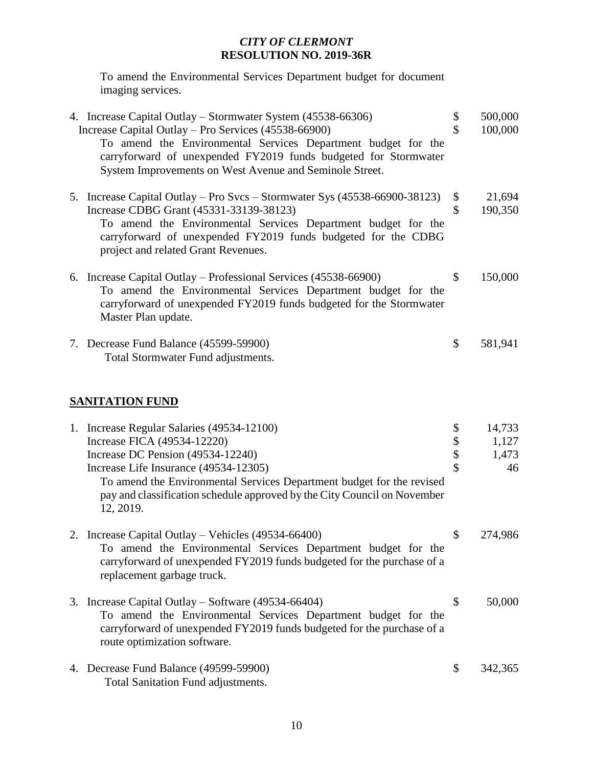*CITY OF CLERMONT*
**RESOLUTION NO. 2019-36R**

To amend the Environmental Services Department budget for document imaging services.

| | | | |
|---|---|---|---|
| 4. | Increase Capital Outlay – Stormwater System (45538-66306) | $ | 500,000 |
| | Increase Capital Outlay – Pro Services (45538-66900) | $ | 100,000 |
| | To amend the Environmental Services Department budget for the carryforward of unexpended FY2019 funds budgeted for Stormwater System Improvements on West Avenue and Seminole Street. | | |
| 5. | Increase Capital Outlay – Pro Svcs – Stormwater Sys (45538-66900-38123) | $ | 21,694 |
| | Increase CDBG Grant (45331-33139-38123) | $ | 190,350 |
| | To amend the Environmental Services Department budget for the carryforward of unexpended FY2019 funds budgeted for the CDBG project and related Grant Revenues. | | |
| 6. | Increase Capital Outlay – Professional Services (45538-66900) | $ | 150,000 |
| | To amend the Environmental Services Department budget for the carryforward of unexpended FY2019 funds budgeted for the Stormwater Master Plan update. | | |
| 7. | Decrease Fund Balance (45599-59900) | $ | 581,941 |
| | Total Stormwater Fund adjustments. | | |

**SANITATION FUND**

| | | | |
|---|---|---|---|
| 1. | Increase Regular Salaries (49534-12100) | $ | 14,733 |
| | Increase FICA (49534-12220) | $ | 1,127 |
| | Increase DC Pension (49534-12240) | $ | 1,473 |
| | Increase Life Insurance (49534-12305) | $ | 46 |
| | To amend the Environmental Services Department budget for the revised pay and classification schedule approved by the City Council on November 12, 2019. | | |
| 2. | Increase Capital Outlay – Vehicles (49534-66400) | $ | 274,986 |
| | To amend the Environmental Services Department budget for the carryforward of unexpended FY2019 funds budgeted for the purchase of a replacement garbage truck. | | |
| 3. | Increase Capital Outlay – Software (49534-66404) | $ | 50,000 |
| | To amend the Environmental Services Department budget for the carryforward of unexpended FY2019 funds budgeted for the purchase of a route optimization software. | | |
| 4. | Decrease Fund Balance (49599-59900) | $ | 342,365 |
| | Total Sanitation Fund adjustments. | | |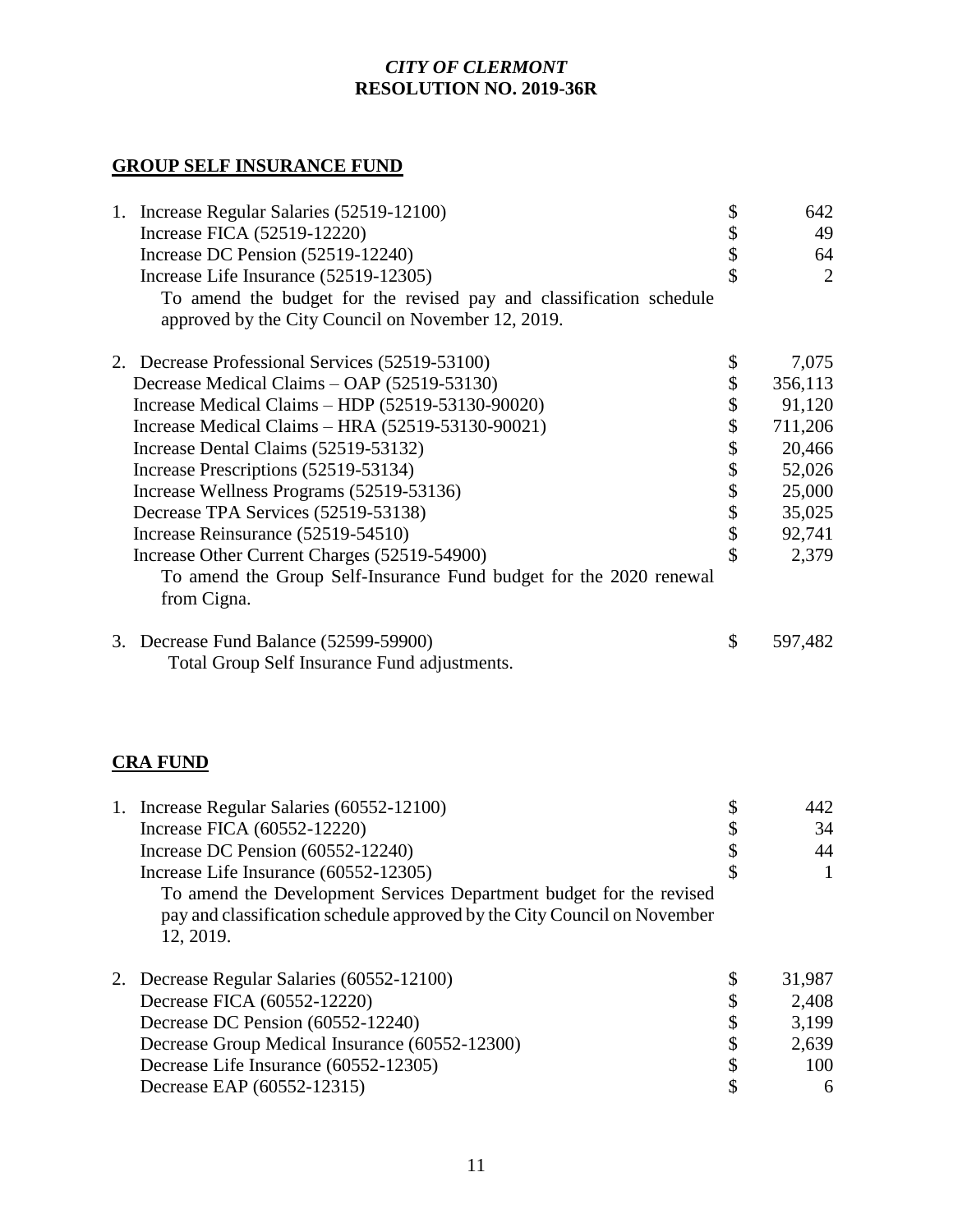*CITY OF CLERMONT*
**RESOLUTION NO. 2019-36R**

## GROUP SELF INSURANCE FUND

| | | | |
|---|---|---|---|
| 1. | Increase Regular Salaries (52519-12100) | $ | 642 |
| | Increase FICA (52519-12220) | $ | 49 |
| | Increase DC Pension (52519-12240) | $ | 64 |
| | Increase Life Insurance (52519-12305) | $ | 2 |
| | To amend the budget for the revised pay and classification schedule approved by the City Council on November 12, 2019. | | |
| 2. | Decrease Professional Services (52519-53100) | $ | 7,075 |
| | Decrease Medical Claims – OAP (52519-53130) | $ | 356,113 |
| | Increase Medical Claims – HDP (52519-53130-90020) | $ | 91,120 |
| | Increase Medical Claims – HRA (52519-53130-90021) | $ | 711,206 |
| | Increase Dental Claims (52519-53132) | $ | 20,466 |
| | Increase Prescriptions (52519-53134) | $ | 52,026 |
| | Increase Wellness Programs (52519-53136) | $ | 25,000 |
| | Decrease TPA Services (52519-53138) | $ | 35,025 |
| | Increase Reinsurance (52519-54510) | $ | 92,741 |
| | Increase Other Current Charges (52519-54900) | $ | 2,379 |
| | To amend the Group Self-Insurance Fund budget for the 2020 renewal from Cigna. | | |
| 3. | Decrease Fund Balance (52599-59900) | $ | 597,482 |
| | Total Group Self Insurance Fund adjustments. | | |

## CRA FUND

| | | | |
|---|---|---|---|
| 1. | Increase Regular Salaries (60552-12100) | $ | 442 |
| | Increase FICA (60552-12220) | $ | 34 |
| | Increase DC Pension (60552-12240) | $ | 44 |
| | Increase Life Insurance (60552-12305) | $ | 1 |
| | To amend the Development Services Department budget for the revised pay and classification schedule approved by the City Council on November 12, 2019. | | |
| 2. | Decrease Regular Salaries (60552-12100) | $ | 31,987 |
| | Decrease FICA (60552-12220) | $ | 2,408 |
| | Decrease DC Pension (60552-12240) | $ | 3,199 |
| | Decrease Group Medical Insurance (60552-12300) | $ | 2,639 |
| | Decrease Life Insurance (60552-12305) | $ | 100 |
| | Decrease EAP (60552-12315) | $ | 6 |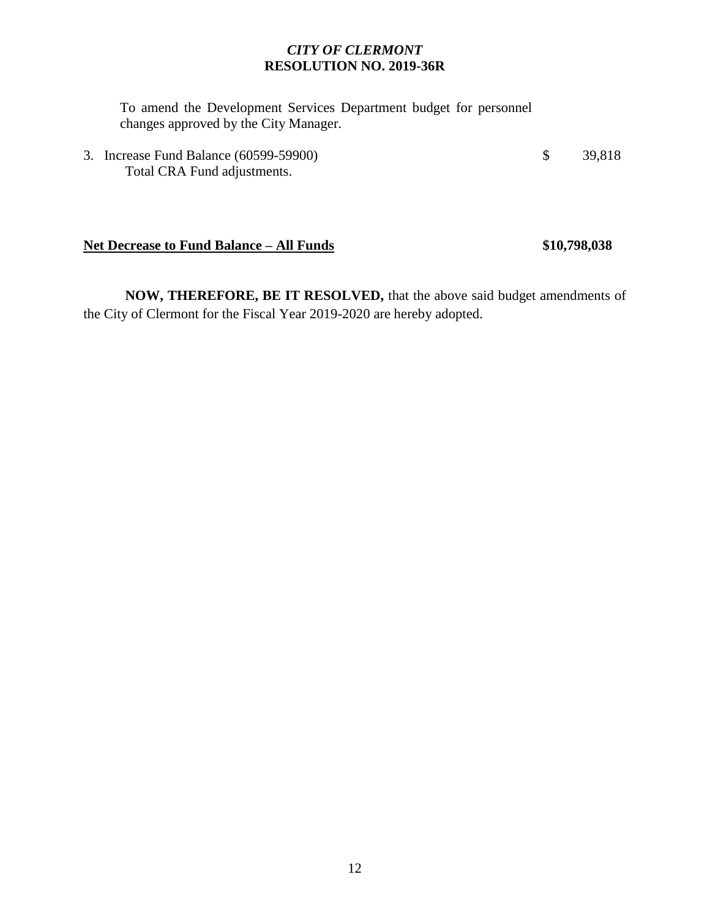*CITY OF CLERMONT*
**RESOLUTION NO. 2019-36R**

To amend the Development Services Department budget for personnel changes approved by the City Manager.

3. Increase Fund Balance (60599-59900) $ 39,818
   Total CRA Fund adjustments.

**Net Decrease to Fund Balance – All Funds** **$10,798,038**

**NOW, THEREFORE, BE IT RESOLVED,** that the above said budget amendments of the City of Clermont for the Fiscal Year 2019-2020 are hereby adopted.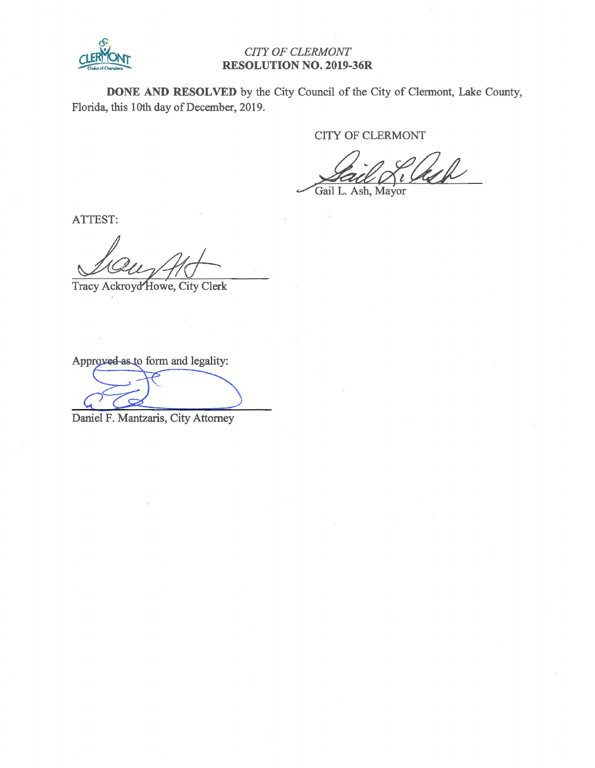*CITY OF CLERMONT*
**RESOLUTION NO. 2019-36R**

**DONE AND RESOLVED** by the City Council of the City of Clermont, Lake County, Florida, this 10th day of December, 2019.

CITY OF CLERMONT

Gail L. Ash, Mayor

ATTEST:

Tracy Ackroyd Howe, City Clerk

Approved as to form and legality:

Daniel F. Mantzaris, City Attorney